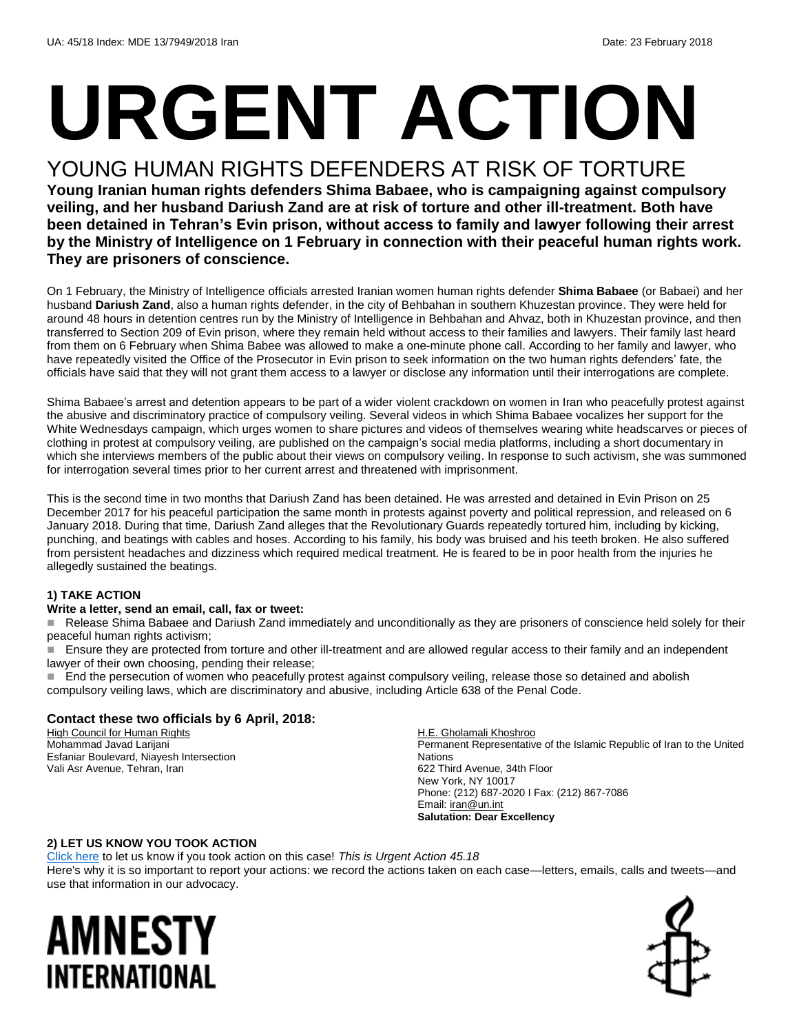UA: 45/18 Index: MDE 13/7949/2018 Iran Date: 23 February 2018

# URGENT ACTION

## YOUNG HUMAN RIGHTS DEFENDERS AT RISK OF TORTURE

**Young Iranian human rights defenders Shima Babaee, who is campaigning against compulsory veiling, and her husband Dariush Zand are at risk of torture and other ill-treatment. Both have been detained in Tehran's Evin prison, without access to family and lawyer following their arrest by the Ministry of Intelligence on 1 February in connection with their peaceful human rights work. They are prisoners of conscience.**

On 1 February, the Ministry of Intelligence officials arrested Iranian women human rights defender **Shima Babaee** (or Babaei) and her husband **Dariush Zand**, also a human rights defender, in the city of Behbahan in southern Khuzestan province. They were held for around 48 hours in detention centres run by the Ministry of Intelligence in Behbahan and Ahvaz, both in Khuzestan province, and then transferred to Section 209 of Evin prison, where they remain held without access to their families and lawyers. Their family last heard from them on 6 February when Shima Babee was allowed to make a one-minute phone call. According to her family and lawyer, who have repeatedly visited the Office of the Prosecutor in Evin prison to seek information on the two human rights defenders' fate, the officials have said that they will not grant them access to a lawyer or disclose any information until their interrogations are complete.

Shima Babaee's arrest and detention appears to be part of a wider violent crackdown on women in Iran who peacefully protest against the abusive and discriminatory practice of compulsory veiling. Several videos in which Shima Babaee vocalizes her support for the White Wednesdays campaign, which urges women to share pictures and videos of themselves wearing white headscarves or pieces of clothing in protest at compulsory veiling, are published on the campaign's social media platforms, including a short documentary in which she interviews members of the public about their views on compulsory veiling. In response to such activism, she was summoned for interrogation several times prior to her current arrest and threatened with imprisonment.

This is the second time in two months that Dariush Zand has been detained. He was arrested and detained in Evin Prison on 25 December 2017 for his peaceful participation the same month in protests against poverty and political repression, and released on 6 January 2018. During that time, Dariush Zand alleges that the Revolutionary Guards repeatedly tortured him, including by kicking, punching, and beatings with cables and hoses. According to his family, his body was bruised and his teeth broken. He also suffered from persistent headaches and dizziness which required medical treatment. He is feared to be in poor health from the injuries he allegedly sustained the beatings.

### 1) TAKE ACTION

**Write a letter, send an email, call, fax or tweet:**

- Release Shima Babaee and Dariush Zand immediately and unconditionally as they are prisoners of conscience held solely for their peaceful human rights activism;
- Ensure they are protected from torture and other ill-treatment and are allowed regular access to their family and an independent lawyer of their own choosing, pending their release;
- End the persecution of women who peacefully protest against compulsory veiling, release those so detained and abolish compulsory veiling laws, which are discriminatory and abusive, including Article 638 of the Penal Code.

### Contact these two officials by 6 April, 2018:

High Council for Human Rights
Mohammad Javad Larijani
Esfaniar Boulevard, Niayesh Intersection
Vali Asr Avenue, Tehran, Iran

H.E. Gholamali Khoshroo
Permanent Representative of the Islamic Republic of Iran to the United Nations
622 Third Avenue, 34th Floor
New York, NY 10017
Phone: (212) 687-2020 I Fax: (212) 867-7086
Email: iran@un.int
**Salutation: Dear Excellency**

### 2) LET US KNOW YOU TOOK ACTION

Click here to let us know if you took action on this case! *This is Urgent Action 45.18*
Here's why it is so important to report your actions: we record the actions taken on each case—letters, emails, calls and tweets—and use that information in our advocacy.

AMNESTY INTERNATIONAL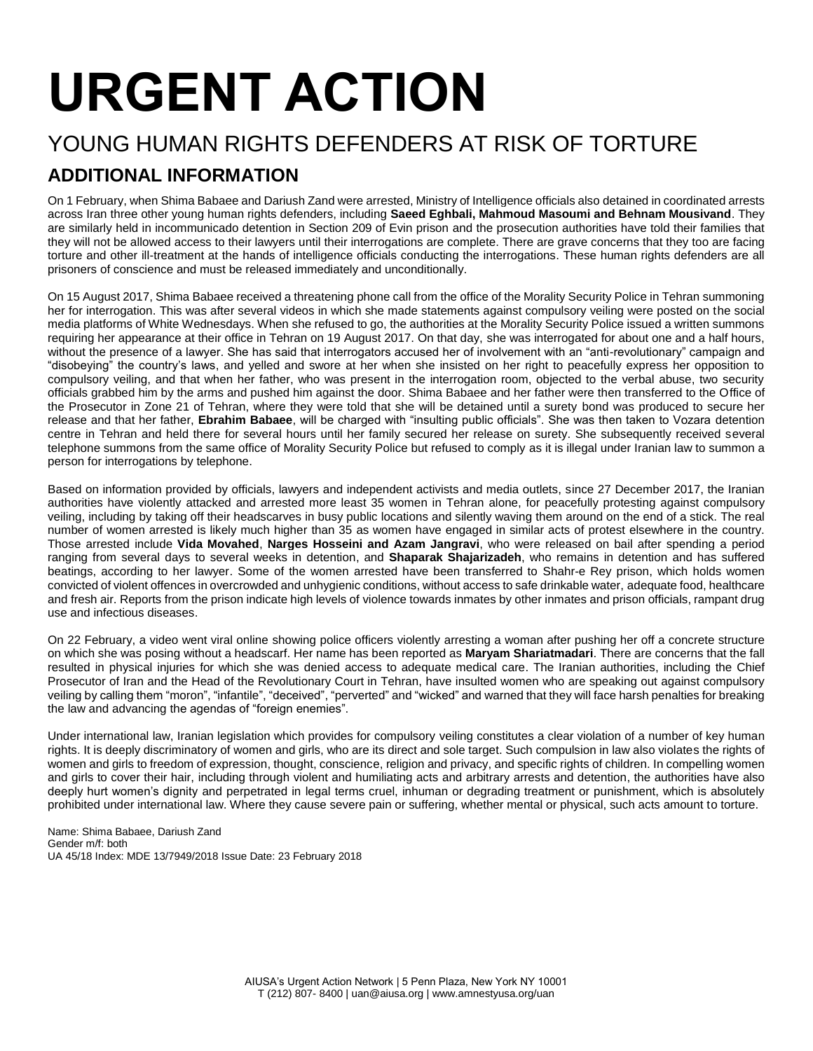# URGENT ACTION

## YOUNG HUMAN RIGHTS DEFENDERS AT RISK OF TORTURE

### ADDITIONAL INFORMATION

On 1 February, when Shima Babaee and Dariush Zand were arrested, Ministry of Intelligence officials also detained in coordinated arrests across Iran three other young human rights defenders, including **Saeed Eghbali, Mahmoud Masoumi and Behnam Mousivand**. They are similarly held in incommunicado detention in Section 209 of Evin prison and the prosecution authorities have told their families that they will not be allowed access to their lawyers until their interrogations are complete. There are grave concerns that they too are facing torture and other ill-treatment at the hands of intelligence officials conducting the interrogations. These human rights defenders are all prisoners of conscience and must be released immediately and unconditionally.

On 15 August 2017, Shima Babaee received a threatening phone call from the office of the Morality Security Police in Tehran summoning her for interrogation. This was after several videos in which she made statements against compulsory veiling were posted on the social media platforms of White Wednesdays. When she refused to go, the authorities at the Morality Security Police issued a written summons requiring her appearance at their office in Tehran on 19 August 2017. On that day, she was interrogated for about one and a half hours, without the presence of a lawyer. She has said that interrogators accused her of involvement with an "anti-revolutionary" campaign and "disobeying" the country's laws, and yelled and swore at her when she insisted on her right to peacefully express her opposition to compulsory veiling, and that when her father, who was present in the interrogation room, objected to the verbal abuse, two security officials grabbed him by the arms and pushed him against the door. Shima Babaee and her father were then transferred to the Office of the Prosecutor in Zone 21 of Tehran, where they were told that she will be detained until a surety bond was produced to secure her release and that her father, **Ebrahim Babaee**, will be charged with "insulting public officials". She was then taken to Vozara detention centre in Tehran and held there for several hours until her family secured her release on surety. She subsequently received several telephone summons from the same office of Morality Security Police but refused to comply as it is illegal under Iranian law to summon a person for interrogations by telephone.

Based on information provided by officials, lawyers and independent activists and media outlets, since 27 December 2017, the Iranian authorities have violently attacked and arrested more least 35 women in Tehran alone, for peacefully protesting against compulsory veiling, including by taking off their headscarves in busy public locations and silently waving them around on the end of a stick. The real number of women arrested is likely much higher than 35 as women have engaged in similar acts of protest elsewhere in the country. Those arrested include **Vida Movahed**, **Narges Hosseini and Azam Jangravi**, who were released on bail after spending a period ranging from several days to several weeks in detention, and **Shaparak Shajarizadeh**, who remains in detention and has suffered beatings, according to her lawyer. Some of the women arrested have been transferred to Shahr-e Rey prison, which holds women convicted of violent offences in overcrowded and unhygienic conditions, without access to safe drinkable water, adequate food, healthcare and fresh air. Reports from the prison indicate high levels of violence towards inmates by other inmates and prison officials, rampant drug use and infectious diseases.

On 22 February, a video went viral online showing police officers violently arresting a woman after pushing her off a concrete structure on which she was posing without a headscarf. Her name has been reported as **Maryam Shariatmadari**. There are concerns that the fall resulted in physical injuries for which she was denied access to adequate medical care. The Iranian authorities, including the Chief Prosecutor of Iran and the Head of the Revolutionary Court in Tehran, have insulted women who are speaking out against compulsory veiling by calling them "moron", "infantile", "deceived", "perverted" and "wicked" and warned that they will face harsh penalties for breaking the law and advancing the agendas of "foreign enemies".

Under international law, Iranian legislation which provides for compulsory veiling constitutes a clear violation of a number of key human rights. It is deeply discriminatory of women and girls, who are its direct and sole target. Such compulsion in law also violates the rights of women and girls to freedom of expression, thought, conscience, religion and privacy, and specific rights of children. In compelling women and girls to cover their hair, including through violent and humiliating acts and arbitrary arrests and detention, the authorities have also deeply hurt women's dignity and perpetrated in legal terms cruel, inhuman or degrading treatment or punishment, which is absolutely prohibited under international law. Where they cause severe pain or suffering, whether mental or physical, such acts amount to torture.

Name: Shima Babaee, Dariush Zand
Gender m/f: both
UA 45/18 Index: MDE 13/7949/2018 Issue Date: 23 February 2018

AIUSA's Urgent Action Network | 5 Penn Plaza, New York NY 10001
T (212) 807- 8400 | uan@aiusa.org | www.amnestyusa.org/uan